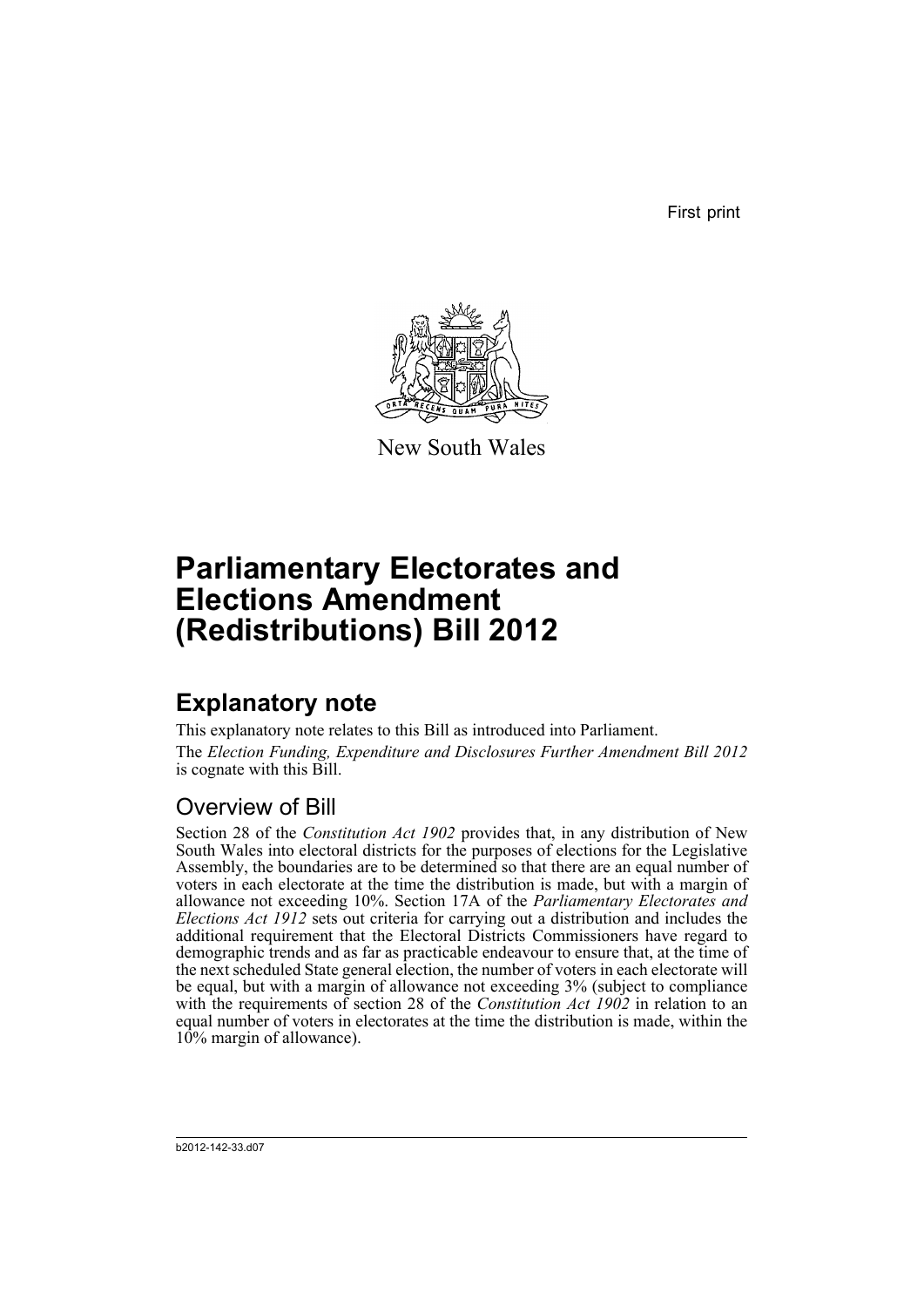First print

New South Wales

# Parliamentary Electorates and Elections Amendment (Redistributions) Bill 2012

## Explanatory note

This explanatory note relates to this Bill as introduced into Parliament.

The *Election Funding, Expenditure and Disclosures Further Amendment Bill 2012* is cognate with this Bill.

### Overview of Bill

Section 28 of the *Constitution Act 1902* provides that, in any distribution of New South Wales into electoral districts for the purposes of elections for the Legislative Assembly, the boundaries are to be determined so that there are an equal number of voters in each electorate at the time the distribution is made, but with a margin of allowance not exceeding 10%. Section 17A of the *Parliamentary Electorates and Elections Act 1912* sets out criteria for carrying out a distribution and includes the additional requirement that the Electoral Districts Commissioners have regard to demographic trends and as far as practicable endeavour to ensure that, at the time of the next scheduled State general election, the number of voters in each electorate will be equal, but with a margin of allowance not exceeding 3% (subject to compliance with the requirements of section 28 of the *Constitution Act 1902* in relation to an equal number of voters in electorates at the time the distribution is made, within the 10% margin of allowance).

b2012-142-33.d07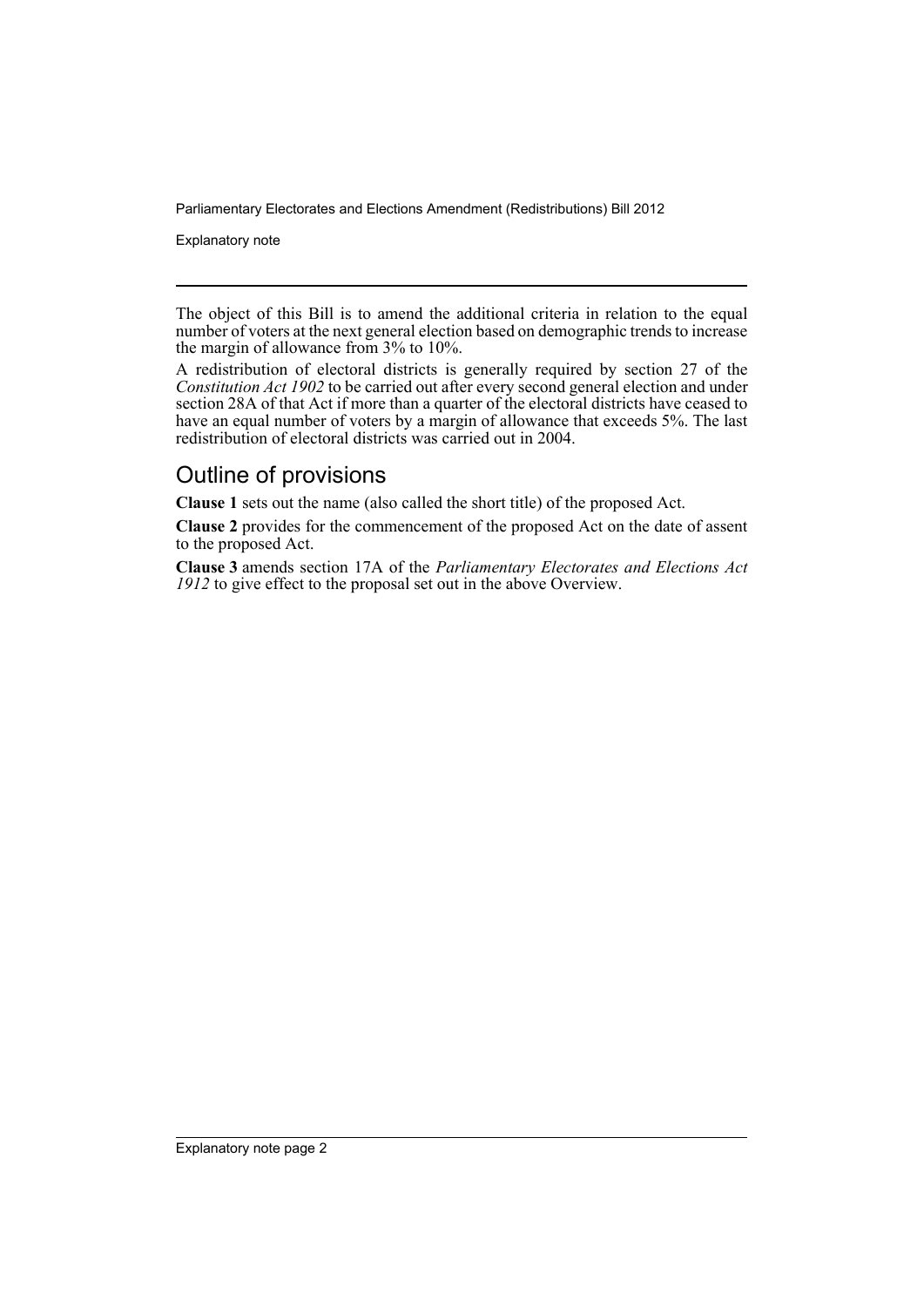The object of this Bill is to amend the additional criteria in relation to the equal number of voters at the next general election based on demographic trends to increase the margin of allowance from 3% to 10%.

A redistribution of electoral districts is generally required by section 27 of the *Constitution Act 1902* to be carried out after every second general election and under section 28A of that Act if more than a quarter of the electoral districts have ceased to have an equal number of voters by a margin of allowance that exceeds 5%. The last redistribution of electoral districts was carried out in 2004.

## Outline of provisions

**Clause 1** sets out the name (also called the short title) of the proposed Act.

**Clause 2** provides for the commencement of the proposed Act on the date of assent to the proposed Act.

**Clause 3** amends section 17A of the *Parliamentary Electorates and Elections Act 1912* to give effect to the proposal set out in the above Overview.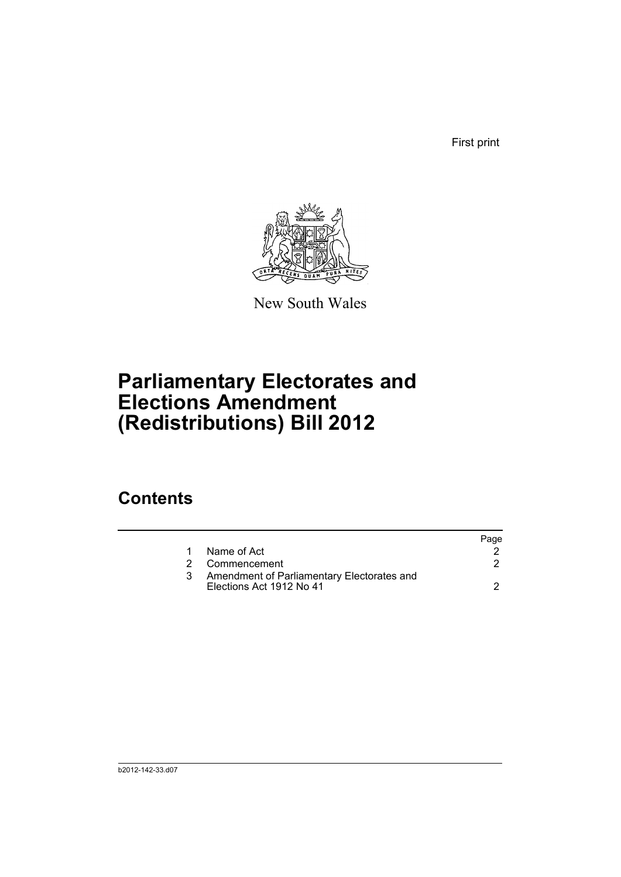First print

New South Wales

# Parliamentary Electorates and Elections Amendment (Redistributions) Bill 2012

## Contents

| | | Page |
|---|---|---|
| 1 | Name of Act | 2 |
| 2 | Commencement | 2 |
| 3 | Amendment of Parliamentary Electorates and Elections Act 1912 No 41 | 2 |

b2012-142-33.d07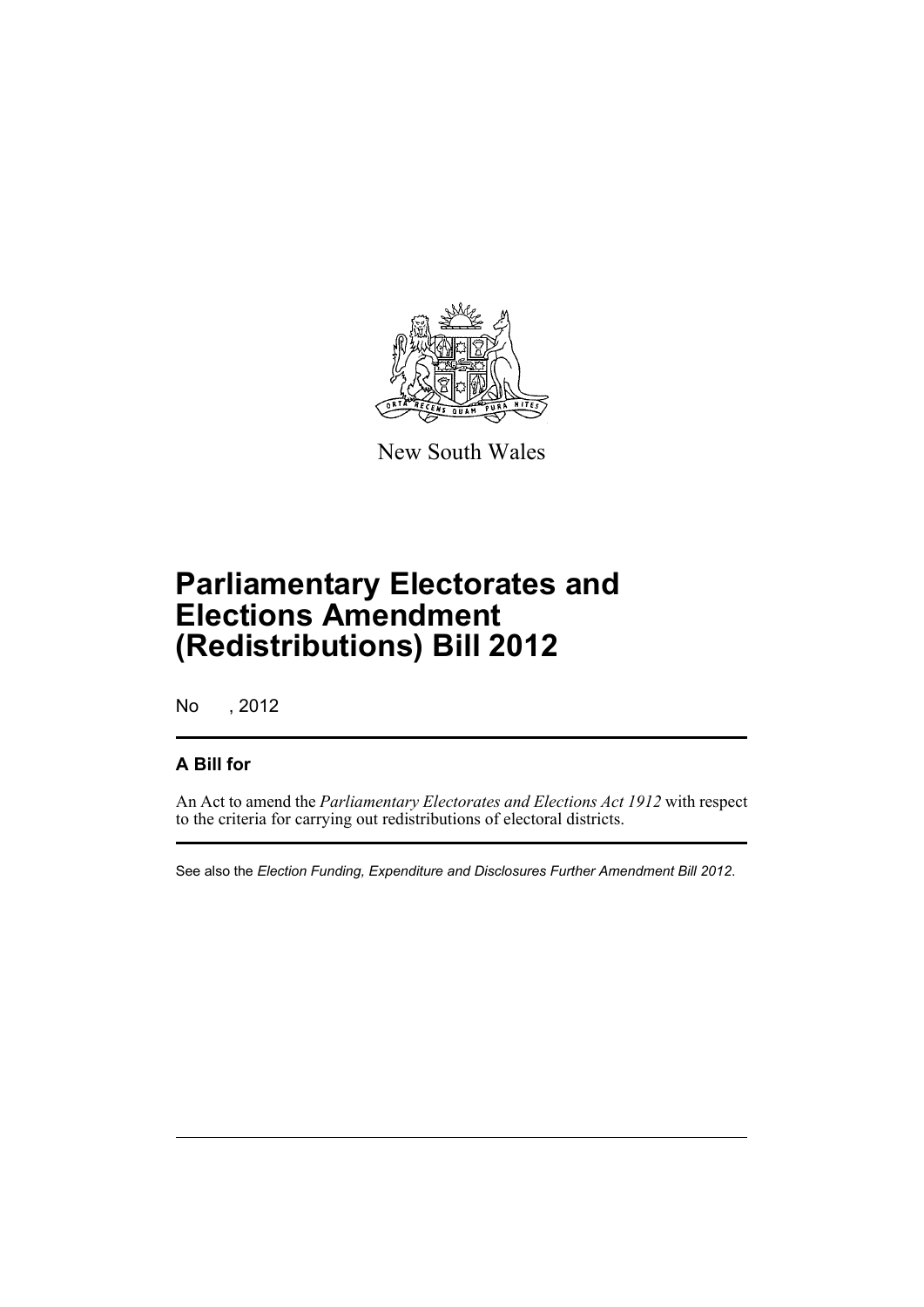New South Wales

# Parliamentary Electorates and Elections Amendment (Redistributions) Bill 2012

No , 2012

## A Bill for

An Act to amend the *Parliamentary Electorates and Elections Act 1912* with respect to the criteria for carrying out redistributions of electoral districts.

See also the *Election Funding, Expenditure and Disclosures Further Amendment Bill 2012*.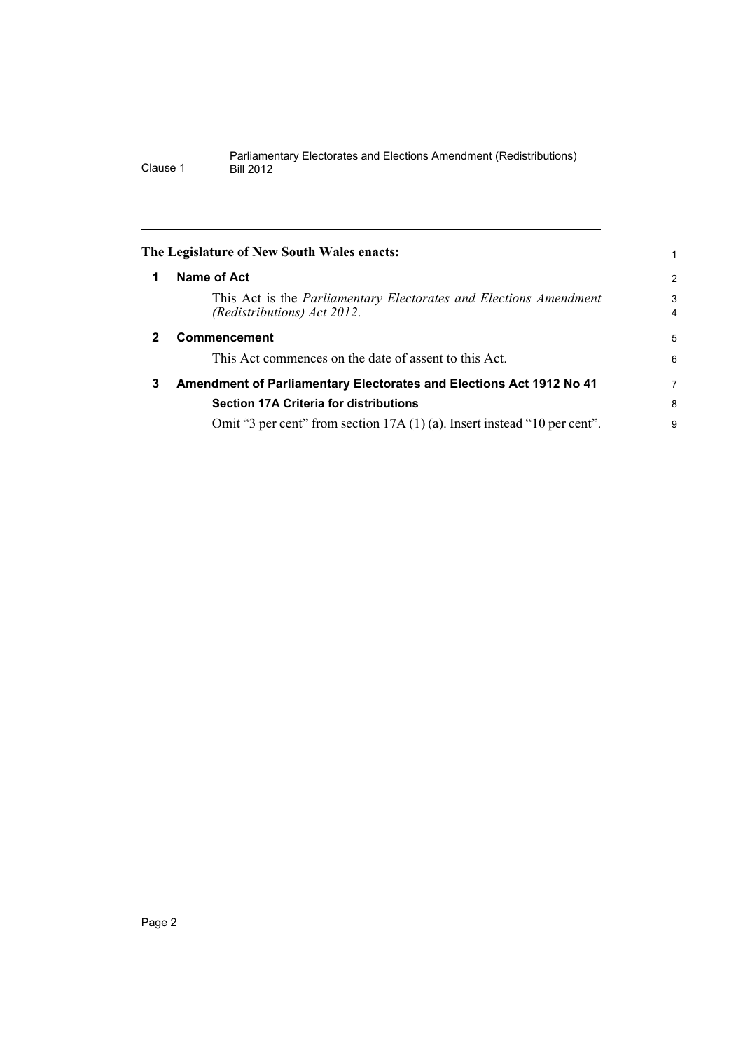**The Legislature of New South Wales enacts:**

## 1 Name of Act

This Act is the *Parliamentary Electorates and Elections Amendment (Redistributions) Act 2012*.

## 2 Commencement

This Act commences on the date of assent to this Act.

## 3 Amendment of Parliamentary Electorates and Elections Act 1912 No 41

**Section 17A Criteria for distributions**

Omit "3 per cent" from section 17A (1) (a). Insert instead "10 per cent".